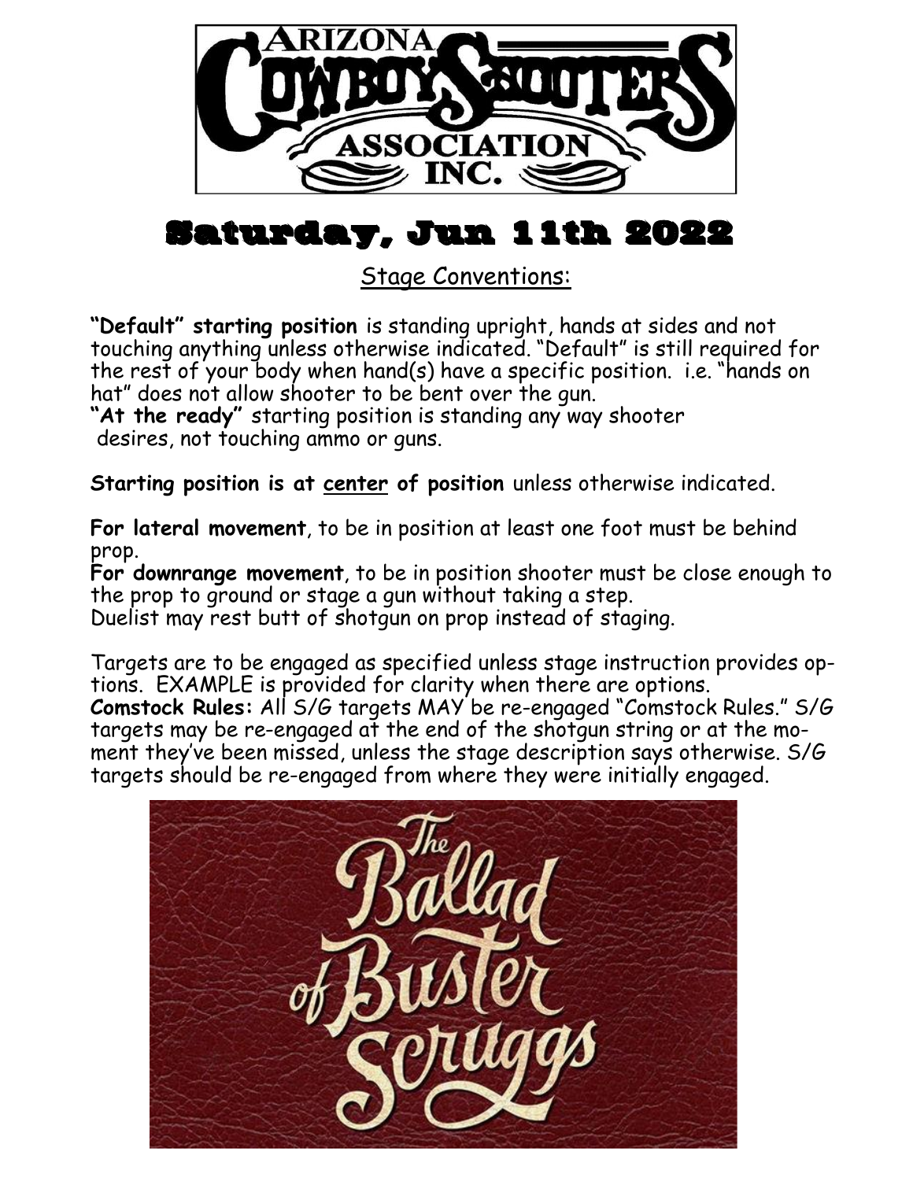# Saturday, Jun 11th 2022

## Stage Conventions:

**"Default" starting position** is standing upright, hands at sides and not touching anything unless otherwise indicated. "Default" is still required for the rest of your body when hand(s) have a specific position. i.e. "hands on hat" does not allow shooter to be bent over the gun.

**"At the ready"** starting position is standing any way shooter desires, not touching ammo or guns.

**Starting position is at center of position** unless otherwise indicated.

**For lateral movement**, to be in position at least one foot must be behind prop.

**For downrange movement**, to be in position shooter must be close enough to the prop to ground or stage a gun without taking a step.

Duelist may rest butt of shotgun on prop instead of staging.

Targets are to be engaged as specified unless stage instruction provides options. EXAMPLE is provided for clarity when there are options.

**Comstock Rules:** All S/G targets MAY be re-engaged "Comstock Rules." S/G targets may be re-engaged at the end of the shotgun string or at the moment they've been missed, unless the stage description says otherwise. S/G targets should be re-engaged from where they were initially engaged.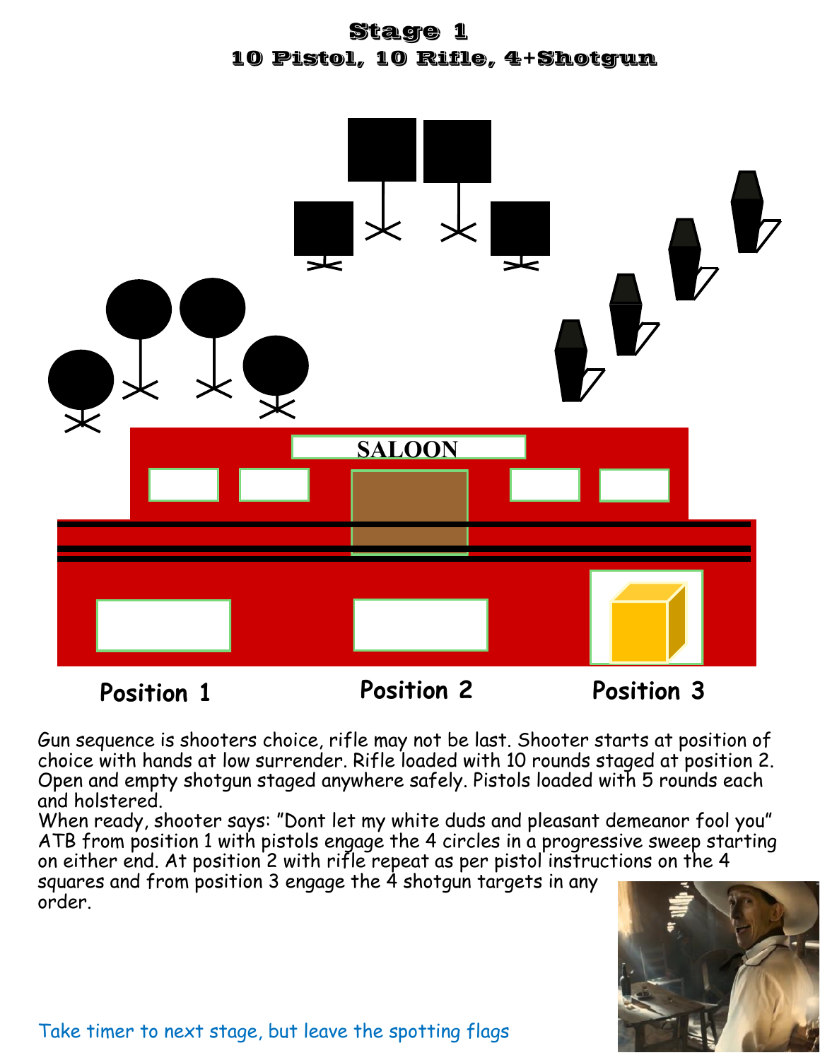# Stage 1

## 10 Pistol, 10 Rifle, 4+Shotgun

SALOON

Position 1 Position 2 Position 3

Gun sequence is shooters choice, rifle may not be last. Shooter starts at position of choice with hands at low surrender. Rifle loaded with 10 rounds staged at position 2. Open and empty shotgun staged anywhere safely. Pistols loaded with 5 rounds each and holstered.

When ready, shooter says: "Dont let my white duds and pleasant demeanor fool you"
ATB from position 1 with pistols engage the 4 circles in a progressive sweep starting on either end. At position 2 with rifle repeat as per pistol instructions on the 4 squares and from position 3 engage the 4 shotgun targets in any order.

Take timer to next stage, but leave the spotting flags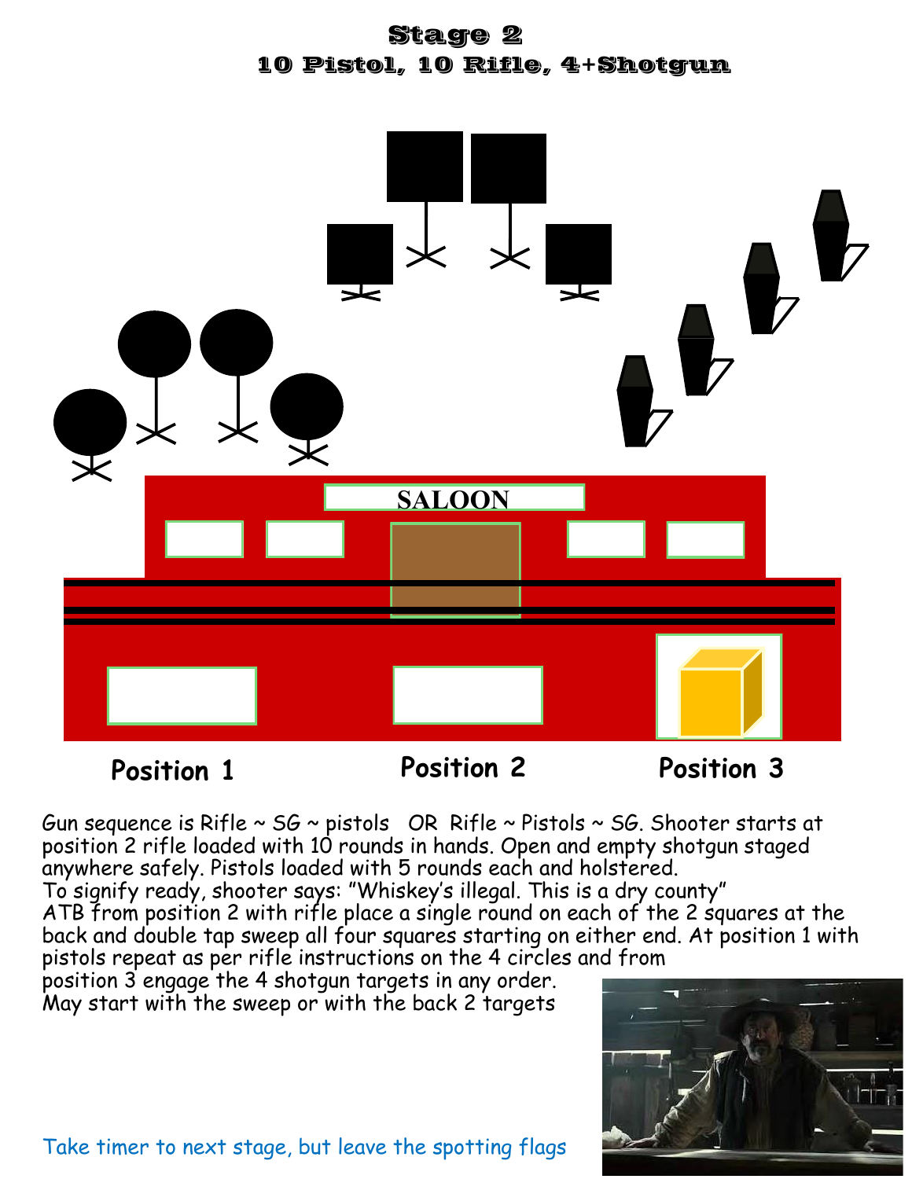# Stage 2

## 10 Pistol, 10 Rifle, 4+Shotgun

SALOON

Position 1 Position 2 Position 3

Gun sequence is Rifle ~ SG ~ pistols OR Rifle ~ Pistols ~ SG. Shooter starts at position 2 rifle loaded with 10 rounds in hands. Open and empty shotgun staged anywhere safely. Pistols loaded with 5 rounds each and holstered.
To signify ready, shooter says: "Whiskey's illegal. This is a dry county"
ATB from position 2 with rifle place a single round on each of the 2 squares at the back and double tap sweep all four squares starting on either end. At position 1 with pistols repeat as per rifle instructions on the 4 circles and from position 3 engage the 4 shotgun targets in any order.
May start with the sweep or with the back 2 targets

Take timer to next stage, but leave the spotting flags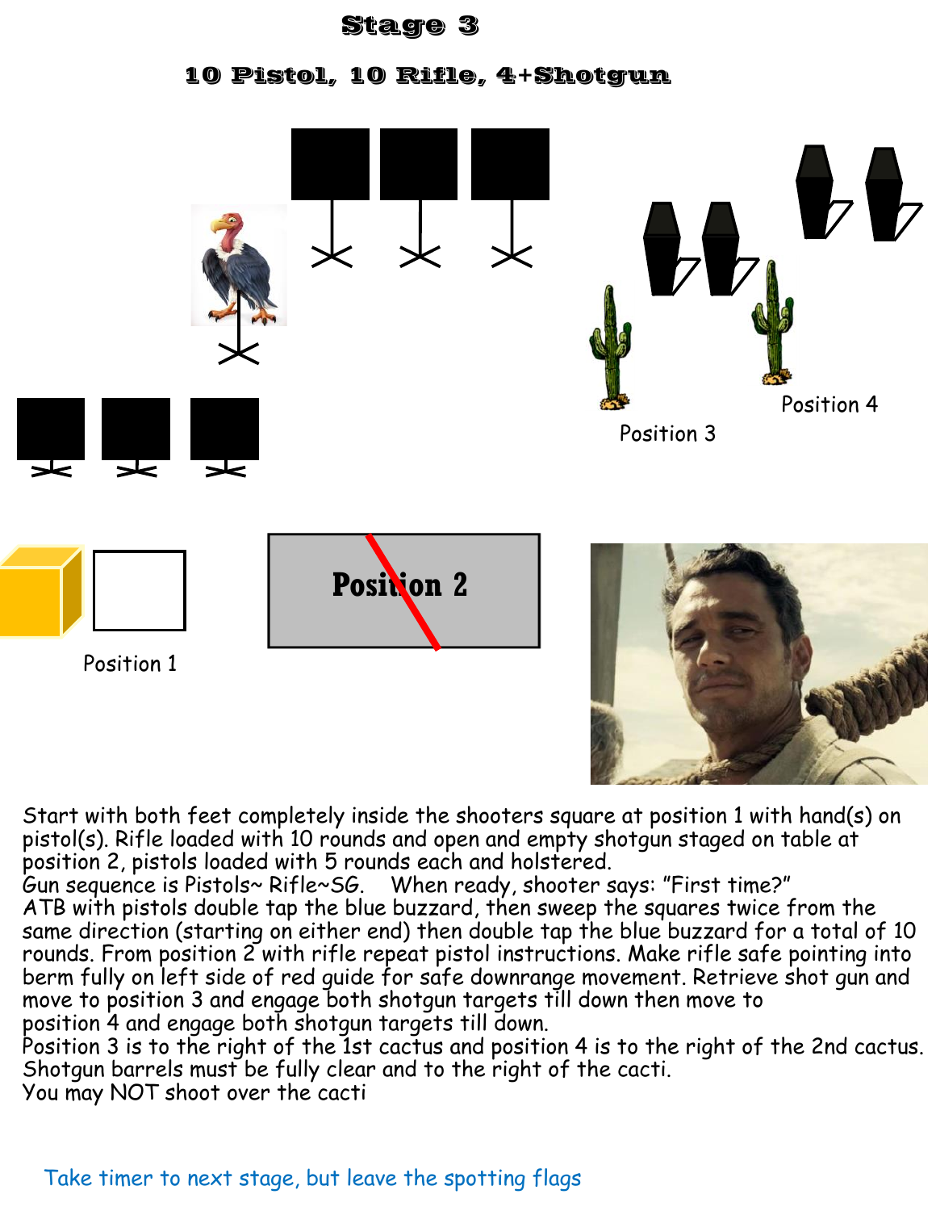# Stage 3

## 10 Pistol, 10 Rifle, 4+Shotgun

Position 3

Position 4

Position 1

Position 2

Start with both feet completely inside the shooters square at position 1 with hand(s) on pistol(s). Rifle loaded with 10 rounds and open and empty shotgun staged on table at position 2, pistols loaded with 5 rounds each and holstered.
Gun sequence is Pistols~ Rifle~SG. When ready, shooter says: "First time?"
ATB with pistols double tap the blue buzzard, then sweep the squares twice from the same direction (starting on either end) then double tap the blue buzzard for a total of 10 rounds. From position 2 with rifle repeat pistol instructions. Make rifle safe pointing into berm fully on left side of red guide for safe downrange movement. Retrieve shot gun and move to position 3 and engage both shotgun targets till down then move to position 4 and engage both shotgun targets till down.
Position 3 is to the right of the 1st cactus and position 4 is to the right of the 2nd cactus.
Shotgun barrels must be fully clear and to the right of the cacti.
You may NOT shoot over the cacti

Take timer to next stage, but leave the spotting flags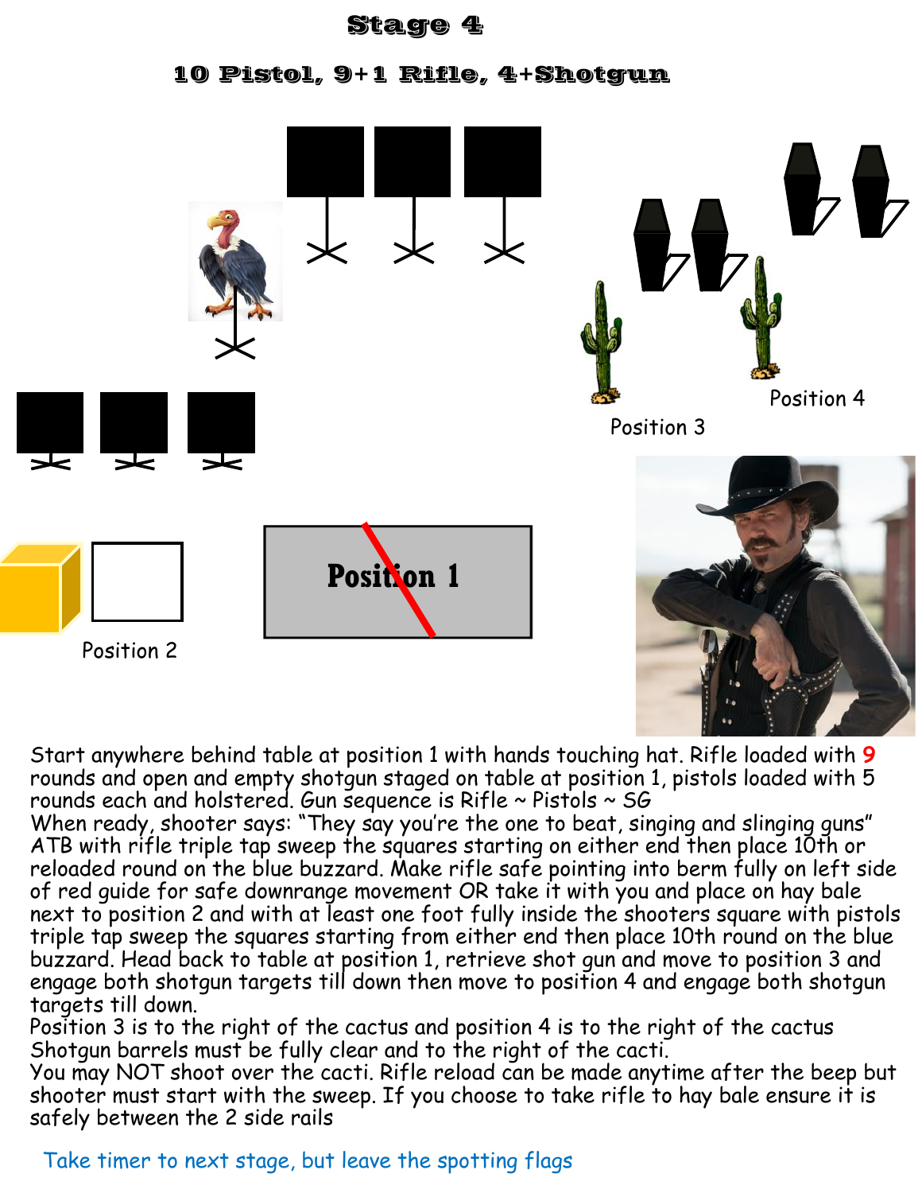# Stage 4

## 10 Pistol, 9+1 Rifle, 4+Shotgun

Position 3

Position 4

Position 2

Position 1

Start anywhere behind table at position 1 with hands touching hat. Rifle loaded with 9 rounds and open and empty shotgun staged on table at position 1, pistols loaded with 5 rounds each and holstered. Gun sequence is Rifle ~ Pistols ~ SG

When ready, shooter says: "They say you're the one to beat, singing and slinging guns"

ATB with rifle triple tap sweep the squares starting on either end then place 10th or reloaded round on the blue buzzard. Make rifle safe pointing into berm fully on left side of red guide for safe downrange movement OR take it with you and place on hay bale next to position 2 and with at least one foot fully inside the shooters square with pistols triple tap sweep the squares starting from either end then place 10th round on the blue buzzard. Head back to table at position 1, retrieve shot gun and move to position 3 and engage both shotgun targets till down then move to position 4 and engage both shotgun targets till down.

Position 3 is to the right of the cactus and position 4 is to the right of the cactus

Shotgun barrels must be fully clear and to the right of the cacti.

You may NOT shoot over the cacti. Rifle reload can be made anytime after the beep but shooter must start with the sweep. If you choose to take rifle to hay bale ensure it is safely between the 2 side rails

Take timer to next stage, but leave the spotting flags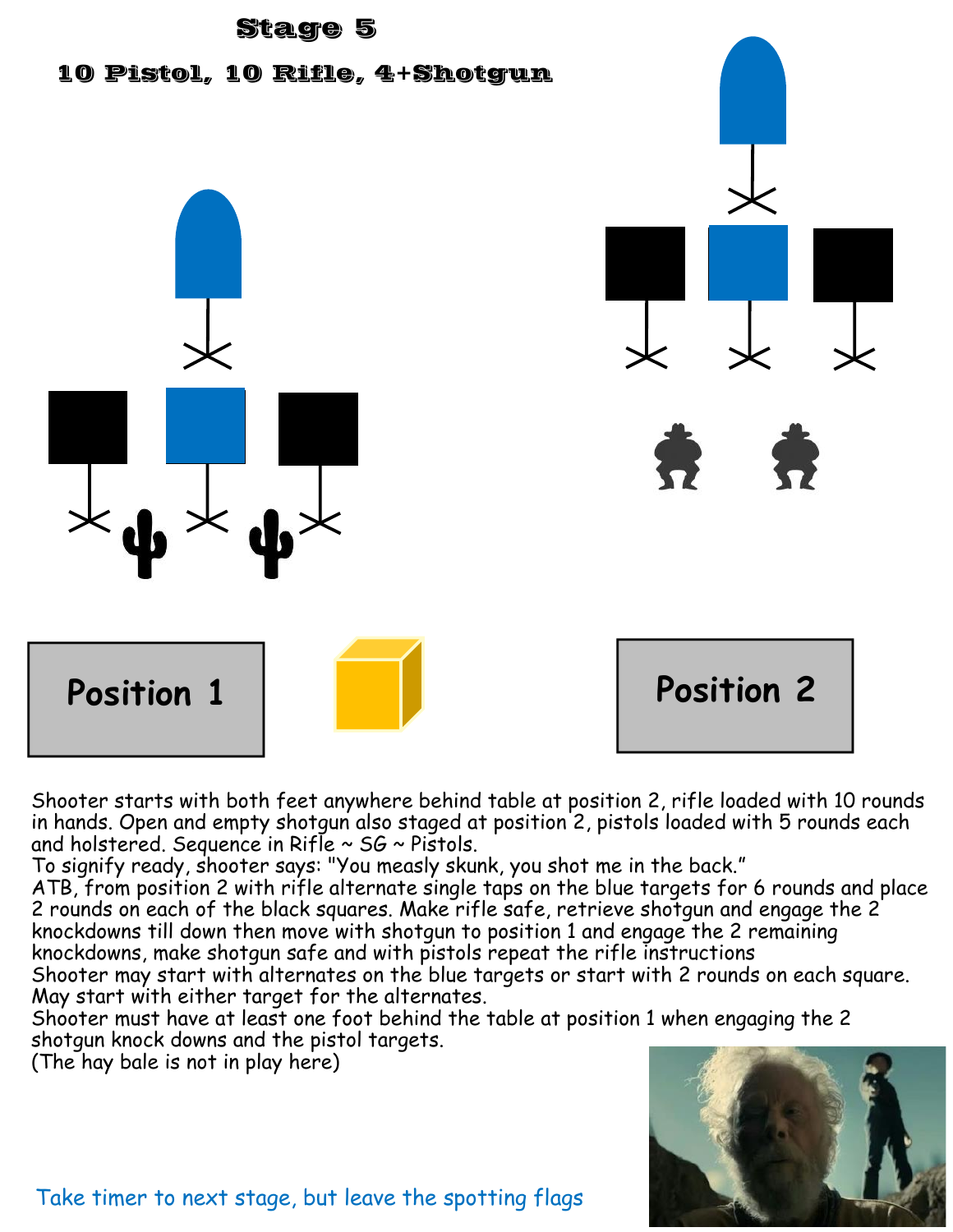# Stage 5

## 10 Pistol, 10 Rifle, 4+Shotgun

Position 1

Position 2

Shooter starts with both feet anywhere behind table at position 2, rifle loaded with 10 rounds in hands. Open and empty shotgun also staged at position 2, pistols loaded with 5 rounds each and holstered. Sequence in Rifle ~ SG ~ Pistols.

To signify ready, shooter says: "You measly skunk, you shot me in the back."

ATB, from position 2 with rifle alternate single taps on the blue targets for 6 rounds and place 2 rounds on each of the black squares. Make rifle safe, retrieve shotgun and engage the 2 knockdowns till down then move with shotgun to position 1 and engage the 2 remaining knockdowns, make shotgun safe and with pistols repeat the rifle instructions

Shooter may start with alternates on the blue targets or start with 2 rounds on each square. May start with either target for the alternates.

Shooter must have at least one foot behind the table at position 1 when engaging the 2 shotgun knock downs and the pistol targets.

(The hay bale is not in play here)

Take timer to next stage, but leave the spotting flags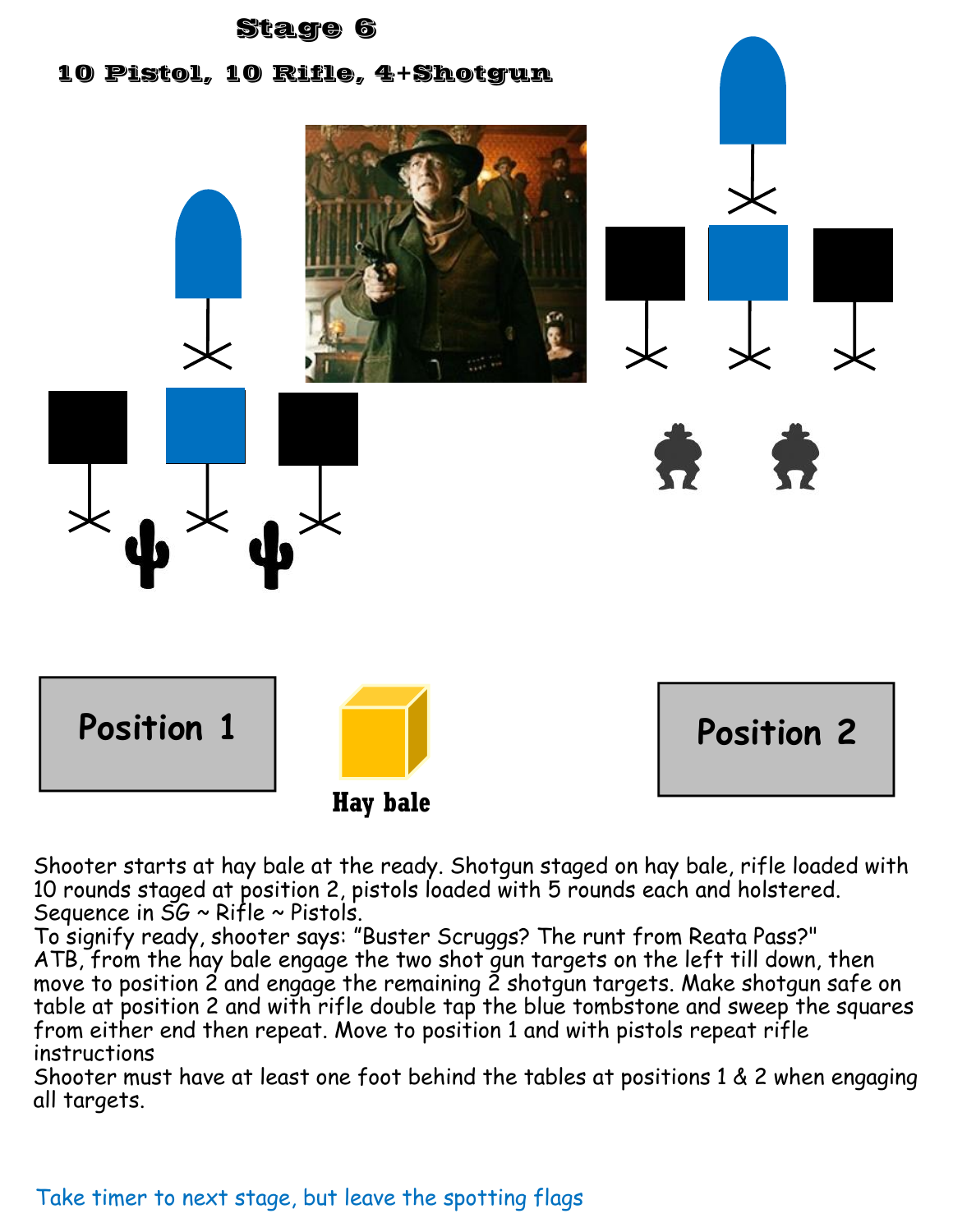# Stage 6

## 10 Pistol, 10 Rifle, 4+Shotgun

Position 1

Hay bale

Position 2

Shooter starts at hay bale at the ready. Shotgun staged on hay bale, rifle loaded with 10 rounds staged at position 2, pistols loaded with 5 rounds each and holstered. Sequence in SG ~ Rifle ~ Pistols.
To signify ready, shooter says: "Buster Scruggs? The runt from Reata Pass?"
ATB, from the hay bale engage the two shot gun targets on the left till down, then move to position 2 and engage the remaining 2 shotgun targets. Make shotgun safe on table at position 2 and with rifle double tap the blue tombstone and sweep the squares from either end then repeat. Move to position 1 and with pistols repeat rifle instructions
Shooter must have at least one foot behind the tables at positions 1 & 2 when engaging all targets.

Take timer to next stage, but leave the spotting flags